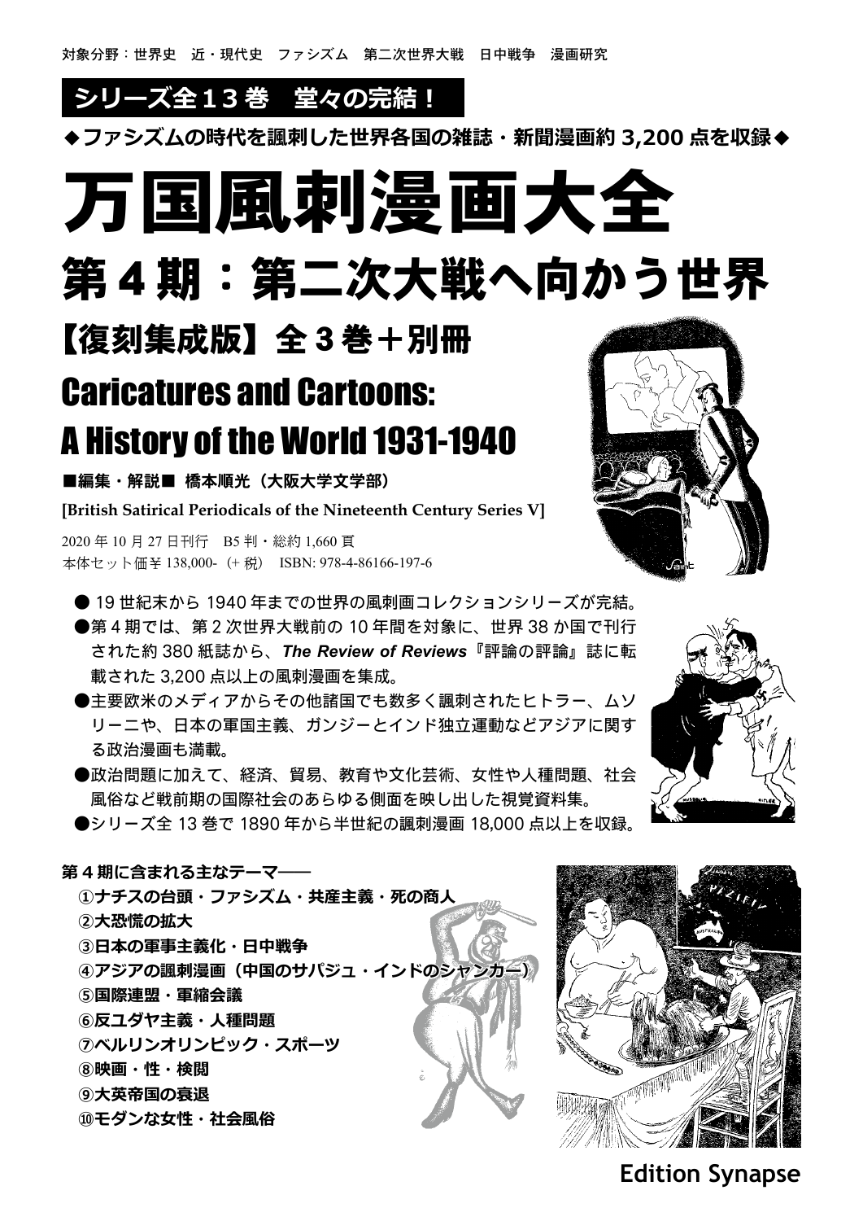対象分野：世界史　近・現代史　ファシズム　第二次世界大戦　日中戦争　漫画研究

**シリーズ全１３巻　堂々の完結！**

**◆ファシズムの時代を諷刺した世界各国の雑誌・新聞漫画約 3,200 点を収録◆**

# 万国風刺漫画大全

## 第４期：第二次大戦へ向かう世界

## 【復刻集成版】全３巻＋別冊

## Caricatures and Cartoons: A History of the World 1931-1940

**■編集・解説■　橋本順光（大阪大学文学部）**

**[British Satirical Periodicals of the Nineteenth Century Series V]**

2020 年 10 月 27 日刊行　B5 判・総約 1,660 頁
本体セット価￥138,000-（+ 税）　ISBN: 978-4-86166-197-6

- 19 世紀末から 1940 年までの世界の風刺画コレクションシリーズが完結。
- 第４期では、第２次世界大戦前の 10 年間を対象に、世界 38 か国で刊行された約 380 紙誌から、***The Review of Reviews***『評論の評論』誌に転載された 3,200 点以上の風刺漫画を集成。
- 主要欧米のメディアからその他諸国でも数多く諷刺されたヒトラー、ムソリーニや、日本の軍国主義、ガンジーとインド独立運動などアジアに関する政治漫画も満載。
- 政治問題に加えて、経済、貿易、教育や文化芸術、女性や人種問題、社会風俗など戦前期の国際社会のあらゆる側面を映し出した視覚資料集。
- シリーズ全 13 巻で 1890 年から半世紀の諷刺漫画 18,000 点以上を収録。

**第４期に含まれる主なテーマ——**

**①ナチスの台頭・ファシズム・共産主義・死の商人**
**②大恐慌の拡大**
**③日本の軍事主義化・日中戦争**
**④アジアの諷刺漫画（中国のサパジュ・インドのシャンカー）**
**⑤国際連盟・軍縮会議**
**⑥反ユダヤ主義・人種問題**
**⑦ベルリンオリンピック・スポーツ**
**⑧映画・性・検閲**
**⑨大英帝国の衰退**
**⑩モダンな女性・社会風俗**

**Edition Synapse**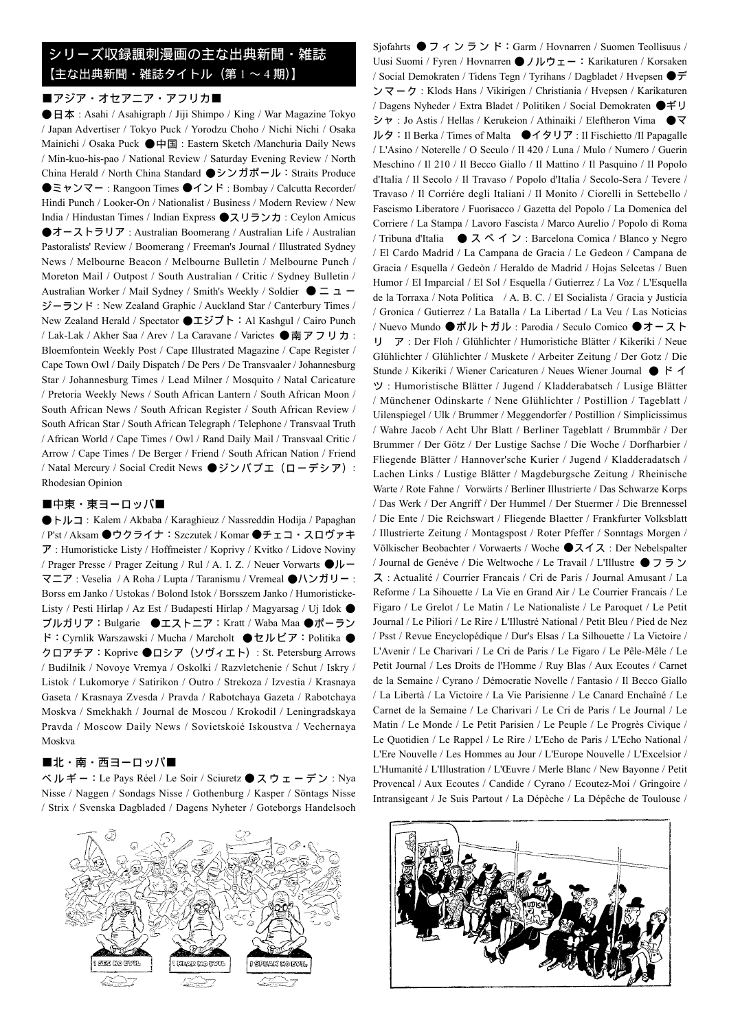## シリーズ収録諷刺漫画の主な出典新聞・雑誌
### 【主な出典新聞・雑誌タイトル（第 1 〜 4 期)】

### ■アジア・オセアニア・アフリカ■

●日本 : Asahi / Asahigraph / Jiji Shimpo / King / War Magazine Tokyo / Japan Advertiser / Tokyo Puck / Yorodzu Choho / Nichi Nichi / Osaka Mainichi / Osaka Puck ●中国 : Eastern Sketch /Manchuria Daily News / Min-kuo-his-pao / National Review / Saturday Evening Review / North China Herald / North China Standard ●シンガポール：Straits Produce ●ミャンマー : Rangoon Times ●インド : Bombay / Calcutta Recorder/ Hindi Punch / Looker-On / Nationalist / Business / Modern Review / New India / Hindustan Times / Indian Express ●スリランカ : Ceylon Amicus ●オーストラリア : Australian Boomerang / Australian Life / Australian Pastoralists' Review / Boomerang / Freeman's Journal / Illustrated Sydney News / Melbourne Beacon / Melbourne Bulletin / Melbourne Punch / Moreton Mail / Outpost / South Australian / Critic / Sydney Bulletin / Australian Worker / Mail Sydney / Smith's Weekly / Soldier ●ニュージーランド : New Zealand Graphic / Auckland Star / Canterbury Times / New Zealand Herald / Spectator ●エジプト：Al Kashgul / Cairo Punch / Lak-Lak / Akher Saa / Arev / La Caravane / Varictes ●南アフリカ : Bloemfontein Weekly Post / Cape Illustrated Magazine / Cape Register / Cape Town Owl / Daily Dispatch / De Pers / De Transvaaler / Johannesburg Star / Johannesburg Times / Lead Milner / Mosquito / Natal Caricature / Pretoria Weekly News / South African Lantern / South African Moon / South African News / South African Register / South African Review / South African Star / South African Telegraph / Telephone / Transvaal Truth / African World / Cape Times / Owl / Rand Daily Mail / Transvaal Critic / Arrow / Cape Times / De Berger / Friend / South African Nation / Friend / Natal Mercury / Social Credit News ●ジンバブエ（ローデシア）: Rhodesian Opinion

### ■中東・東ヨーロッパ■

●トルコ : Kalem / Akbaba / Karaghieuz / Nassreddin Hodija / Papaghan / P'st / Aksam ●ウクライナ：Szczutek / Komar ●チェコ・スロヴァキア : Humoristicke Listy / Hoffmeister / Koprivy / Kvitko / Lidove Noviny / Prager Presse / Prager Zeitung / Rul / A. I. Z. / Neuer Vorwarts ●ルーマニア : Veselia / A Roha / Lupta / Taranismu / Vremeal ●ハンガリー : Borss em Janko / Ustokas / Bolond Istok / Borsszem Janko / Humoristicke-Listy / Pesti Hirlap / Az Est / Budapesti Hirlap / Magyarsag / Uj Idok ●ブルガリア：Bulgarie ●エストニア：Kratt / Waba Maa ●ポーランド：Cyrnlik Warszawski / Mucha / Marcholt ●セルビア：Politika ●クロアチア：Koprive ●ロシア（ソヴィエト）: St. Petersburg Arrows / Budilnik / Novoye Vremya / Oskolki / Razvletchenie / Schut / Iskry / Listok / Lukomorye / Satirikon / Outro / Strekoza / Izvestia / Krasnaya Gaseta / Krasnaya Zvesda / Pravda / Rabotchaya Gazeta / Rabotchaya Moskva / Smekhakh / Journal de Moscou / Krokodil / Leningradskaya Pravda / Moscow Daily News / Sovietskoié Iskoustva / Vechernaya Moskva

### ■北・南・西ヨーロッパ■

ベルギー：Le Pays Réel / Le Soir / Sciuretz ●スウェーデン : Nya Nisse / Naggen / Sondags Nisse / Gothenburg / Kasper / Söntags Nisse / Strix / Svenska Dagbladed / Dagens Nyheter / Goteborgs Handelsoch Sjofahrts ●フィンランド：Garm / Hovnarren / Suomen Teollisuus / Uusi Suomi / Fyren / Hovnarren ●ノルウェー：Karikaturen / Korsaken / Social Demokraten / Tidens Tegn / Tyrihans / Dagbladet / Hvepsen ●デンマーク : Klods Hans / Vikirigen / Christiania / Hvepsen / Karikaturen / Dagens Nyheder / Extra Bladet / Politiken / Social Demokraten ●ギリシャ : Jo Astis / Hellas / Kerukeion / Athinaiki / Eleftheron Vima ●マルタ：Il Berka / Times of Malta ●イタリア : Il Fischietto /Il Papagalle / L'Asino / Noterelle / O Seculo / Il 420 / Luna / Mulo / Numero / Guerin Meschino / Il 210 / Il Becco Giallo / Il Mattino / Il Pasquino / Il Popolo d'Italia / Il Secolo / Il Travaso / Popolo d'Italia / Secolo-Sera / Tevere / Travaso / Il Corriére degli Italiani / Il Monito / Ciorelli in Settebello / Fascismo Liberatore / Fuorisacco / Gazetta del Popolo / La Domenica del Corriere / La Stampa / Lavoro Fascista / Marco Aurelio / Popolo di Roma / Tribuna d'Italia ●スペイン : Barcelona Comica / Blanco y Negro / El Cardo Madrid / La Campana de Gracia / Le Gedeon / Campana de Gracia / Esquella / Gedeòn / Heraldo de Madrid / Hojas Selcetas / Buen Humor / El Imparcial / El Sol / Esquella / Gutierrez / La Voz / L'Esquella de la Torraxa / Nota Politica / A. B. C. / El Socialista / Gracia y Justicia / Gronica / Gutierrez / La Batalla / La Libertad / La Veu / Las Noticias / Nuevo Mundo ●ポルトガル : Parodia / Seculo Comico ●オーストリア : Der Floh / Glühlichter / Humoristiche Blätter / Kikeriki / Neue Glühlichter / Glühlichter / Muskete / Arbeiter Zeitung / Der Gotz / Die Stunde / Kikeriki / Wiener Caricaturen / Neues Wiener Journal ●ドイツ : Humoristische Blätter / Jugend / Kladderabatsch / Lusige Blätter / Münchener Odinskarte / Nene Glühlichter / Postillion / Tageblatt / Uilenspiegel / Ulk / Brummer / Meggendorfer / Postillion / Simplicissimus / Wahre Jacob / Acht Uhr Blatt / Berliner Tageblatt / Brummbär / Der Brummer / Der Götz / Der Lustige Sachse / Die Woche / Dorfharbier / Fliegende Blätter / Hannover'sche Kurier / Jugend / Kladderadatsch / Lachen Links / Lustige Blätter / Magdeburgsche Zeitung / Rheinische Warte / Rote Fahne / Vorwärts / Berliner Illustrierte / Das Schwarze Korps / Das Werk / Der Angriff / Der Hummel / Der Stuermer / Die Brennessel / Die Ente / Die Reichswart / Fliegende Blaetter / Frankfurter Volksblatt / Illustrierte Zeitung / Montagspost / Roter Pfeffer / Sonntags Morgen / Völkischer Beobachter / Vorwaerts / Woche ●スイス：Der Nebelspalter / Journal de Genéve / Die Weltwoche / Le Travail / L'Illustre ●フランス : Actualité / Courrier Francais / Cri de Paris / Journal Amusant / La Reforme / La Sihouette / La Vie en Grand Air / Le Courrier Francais / Le Figaro / Le Grelot / Le Matin / Le Nationaliste / Le Paroquet / Le Petit Journal / Le Piliori / Le Rire / L'Illustré National / Petit Bleu / Pied de Nez / Psst / Revue Encyclopédique / Dur's Elsas / La Silhouette / La Victoire / L'Avenir / Le Charivari / Le Cri de Paris / Le Figaro / Le Pêle-Mêle / Le Petit Journal / Les Droits de l'Homme / Ruy Blas / Aux Ecoutes / Carnet de la Semaine / Cyrano / Démocratie Novelle / Fantasio / Il Becco Giallo / La Libertà / La Victoire / La Vie Parisienne / Le Canard Enchaîné / Le Carnet de la Semaine / Le Charivari / Le Cri de Paris / Le Journal / Le Matin / Le Monde / Le Petit Parisien / Le Peuple / Le Progrès Civique / Le Quotidien / Le Rappel / Le Rire / L'Echo de Paris / L'Echo National / L'Ere Nouvelle / Les Hommes au Jour / L'Europe Nouvelle / L'Excelsior / L'Humanité / L'Illustration / L'Œuvre / Merle Blanc / New Bayonne / Petit Provencal / Aux Ecoutes / Candide / Cyrano / Ecoutez-Moi / Gringoire / Intransigeant / Je Suis Partout / La Dépèche / La Dépêche de Toulouse /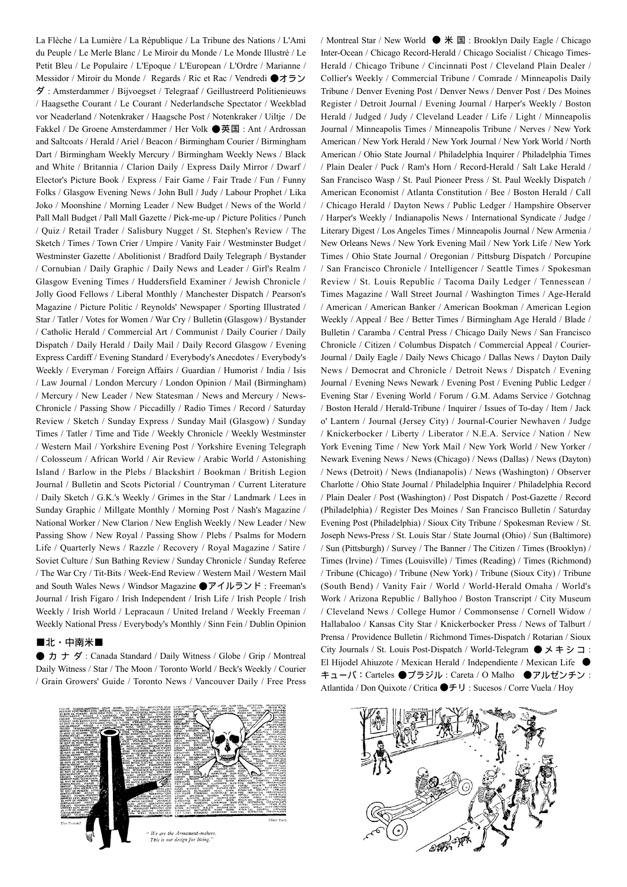La Flèche / La Lumière / La République / La Tribune des Nations / L'Ami du Peuple / Le Merle Blanc / Le Miroir du Monde / Le Monde Illustré / Le Petit Bleu / Le Populaire / L'Epoque / L'European / L'Ordre / Marianne / Messidor / Miroir du Monde / Regards / Ric et Rac / Vendredi ●オランダ : Amsterdammer / Bijvoegset / Telegraaf / Geillustreerd Politienieuws / Haagsethe Courant / Le Courant / Nederlandsche Spectator / Weekblad vor Neaderland / Notenkraker / Haagsche Post / Notenkraker / Uiltje / De Fakkel / De Groene Amsterdammer / Her Volk ●英国 : Ant / Ardrossan and Saltcoats / Herald / Ariel / Beacon / Birmingham Courier / Birmingham Dart / Birmingham Weekly Mercury / Birmingham Weekly News / Black and White / Britannia / Clarion Daily / Express Daily Mirror / Dwarf / Elector's Picture Book / Express / Fair Game / Fair Trade / Fun / Funny Folks / Glasgow Evening News / John Bull / Judy / Labour Prophet / Lika Joko / Moonshine / Morning Leader / New Budget / News of the World / Pall Mall Budget / Pall Mall Gazette / Pick-me-up / Picture Politics / Punch / Quiz / Retail Trader / Salisbury Nugget / St. Stephen's Review / The Sketch / Times / Town Crier / Umpire / Vanity Fair / Westminster Budget / Westminster Gazette / Abolitionist / Bradford Daily Telegraph / Bystander / Cornubian / Daily Graphic / Daily News and Leader / Girl's Realm / Glasgow Evening Times / Huddersfield Examiner / Jewish Chronicle / Jolly Good Fellows / Liberal Monthly / Manchester Dispatch / Pearson's Magazine / Picture Politic / Reynolds' Newspaper / Sporting Illustrated / Star / Tatler / Votes for Women / War Cry / Bulletin (Glasgow) / Bystander / Catholic Herald / Commercial Art / Communist / Daily Courier / Daily Dispatch / Daily Herald / Daily Mail / Daily Record Glasgow / Evening Express Cardiff / Evening Standard / Everybody's Anecdotes / Everybody's Weekly / Everyman / Foreign Affairs / Guardian / Humorist / India / Isis / Law Journal / London Mercury / London Opinion / Mail (Birmingham) / Mercury / New Leader / New Statesman / News and Mercury / News-Chronicle / Passing Show / Piccadilly / Radio Times / Record / Saturday Review / Sketch / Sunday Express / Sunday Mail (Glasgow) / Sunday Times / Tatler / Time and Tide / Weekly Chronicle / Weekly Westminster / Western Mail / Yorkshire Evening Post / Yorkshire Evening Telegraph / Colosseum / African World / Air Review / Arabic World / Astonishing Island / Barlow in the Plebs / Blackshirt / Bookman / British Legion Journal / Bulletin and Scots Pictorial / Countryman / Current Literature / Daily Sketch / G.K.'s Weekly / Grimes in the Star / Landmark / Lees in Sunday Graphic / Millgate Monthly / Morning Post / Nash's Magazine / National Worker / New Clarion / New English Weekly / New Leader / New Passing Show / New Royal / Passing Show / Plebs / Psalms for Modern Life / Quarterly News / Razzle / Recovery / Royal Magazine / Satire / Soviet Culture / Sun Bathing Review / Sunday Chronicle / Sunday Referee / The War Cry / Tit-Bits / Week-End Review / Western Mail / Western Mail and South Wales News / Windsor Magazine ●アイルランド : Freeman's Journal / Irish Figaro / Irish Independent / Irish Life / Irish People / Irish Weekly / Irish World / Lepracaun / United Ireland / Weekly Freeman / Weekly National Press / Everybody's Monthly / Sinn Fein / Dublin Opinion

## ■北・中南米■

●カナダ : Canada Standard / Daily Witness / Globe / Grip / Montreal Daily Witness / Star / The Moon / Toronto World / Beck's Weekly / Courier / Grain Growers' Guide / Toronto News / Vancouver Daily / Free Press / Montreal Star / New World ●米国 : Brooklyn Daily Eagle / Chicago Inter-Ocean / Chicago Record-Herald / Chicago Socialist / Chicago Times-Herald / Chicago Tribune / Cincinnati Post / Cleveland Plain Dealer / Collier's Weekly / Commercial Tribune / Comrade / Minneapolis Daily Tribune / Denver Evening Post / Denver News / Denver Post / Des Moines Register / Detroit Journal / Evening Journal / Harper's Weekly / Boston Herald / Judged / Judy / Cleveland Leader / Life / Light / Minneapolis Journal / Minneapolis Times / Minneapolis Tribune / Nerves / New York American / New York Herald / New York Journal / New York World / North American / Ohio State Journal / Philadelphia Inquirer / Philadelphia Times / Plain Dealer / Puck / Ram's Horn / Record-Herald / Salt Lake Herald / San Francisco Wasp / St. Paul Pioneer Press / St. Paul Weekly Dispatch / American Economist / Atlanta Constitution / Bee / Boston Herald / Call / Chicago Herald / Dayton News / Public Ledger / Hampshire Observer / Harper's Weekly / Indianapolis News / International Syndicate / Judge / Literary Digest / Los Angeles Times / Minneapolis Journal / New Armenia / New Orleans News / New York Evening Mail / New York Life / New York Times / Ohio State Journal / Oregonian / Pittsburg Dispatch / Porcupine / San Francisco Chronicle / Intelligencer / Seattle Times / Spokesman Review / St. Louis Republic / Tacoma Daily Ledger / Tennessean / Times Magazine / Wall Street Journal / Washington Times / Age-Herald / American / American Banker / American Bookman / American Legion Weekly / Appeal / Bee / Better Times / Birmingham Age Herald / Blade / Bulletin / Caramba / Central Press / Chicago Daily News / San Francisco Chronicle / Citizen / Columbus Dispatch / Commercial Appeal / Courier-Journal / Daily Eagle / Daily News Chicago / Dallas News / Dayton Daily News / Democrat and Chronicle / Detroit News / Dispatch / Evening Journal / Evening News Newark / Evening Post / Evening Public Ledger / Evening Star / Evening World / Forum / G.M. Adams Service / Gotchnag / Boston Herald / Herald-Tribune / Inquirer / Issues of To-day / Item / Jack o' Lantern / Journal (Jersey City) / Journal-Courier Newhaven / Judge / Knickerbocker / Liberty / Liberator / N.E.A. Service / Nation / New York Evening Time / New York Mail / New York World / New Yorker / Newark Evening News / News (Chicago) / News (Dallas) / News (Dayton) / News (Detroit) / News (Indianapolis) / News (Washington) / Observer Charlotte / Ohio State Journal / Philadelphia Inquirer / Philadelphia Record / Plain Dealer / Post (Washington) / Post Dispatch / Post-Gazette / Record (Philadelphia) / Register Des Moines / San Francisco Bulletin / Saturday Evening Post (Philadelphia) / Sioux City Tribune / Spokesman Review / St. Joseph News-Press / St. Louis Star / State Journal (Ohio) / Sun (Baltimore) / Sun (Pittsburgh) / Survey / The Banner / The Citizen / Times (Brooklyn) / Times (Irvine) / Times (Louisville) / Times (Reading) / Times (Richmond) / Tribune (Chicago) / Tribune (New York) / Tribune (Sioux City) / Tribune (South Bend) / Vanity Fair / World / World-Herald Omaha / World's Work / Arizona Republic / Ballyhoo / Boston Transcript / City Museum / Cleveland News / College Humor / Commonsense / Cornell Widow / Hallabaloo / Kansas City Star / Knickerbocker Press / News of Talburt / Prensa / Providence Bulletin / Richmond Times-Dispatch / Rotarian / Sioux City Journals / St. Louis Post-Dispatch / World-Telegram ●メキシコ : El Hijodel Ahiuzote / Mexican Herald / Independiente / Mexican Life ●キューバ : Carteles ●ブラジル : Careta / O Malho ●アルゼンチン : Atlantida / Don Quixote / Critica ●チリ : Sucesos / Corre Vuela / Hoy

"We are the Armament-makers. This is our design for living."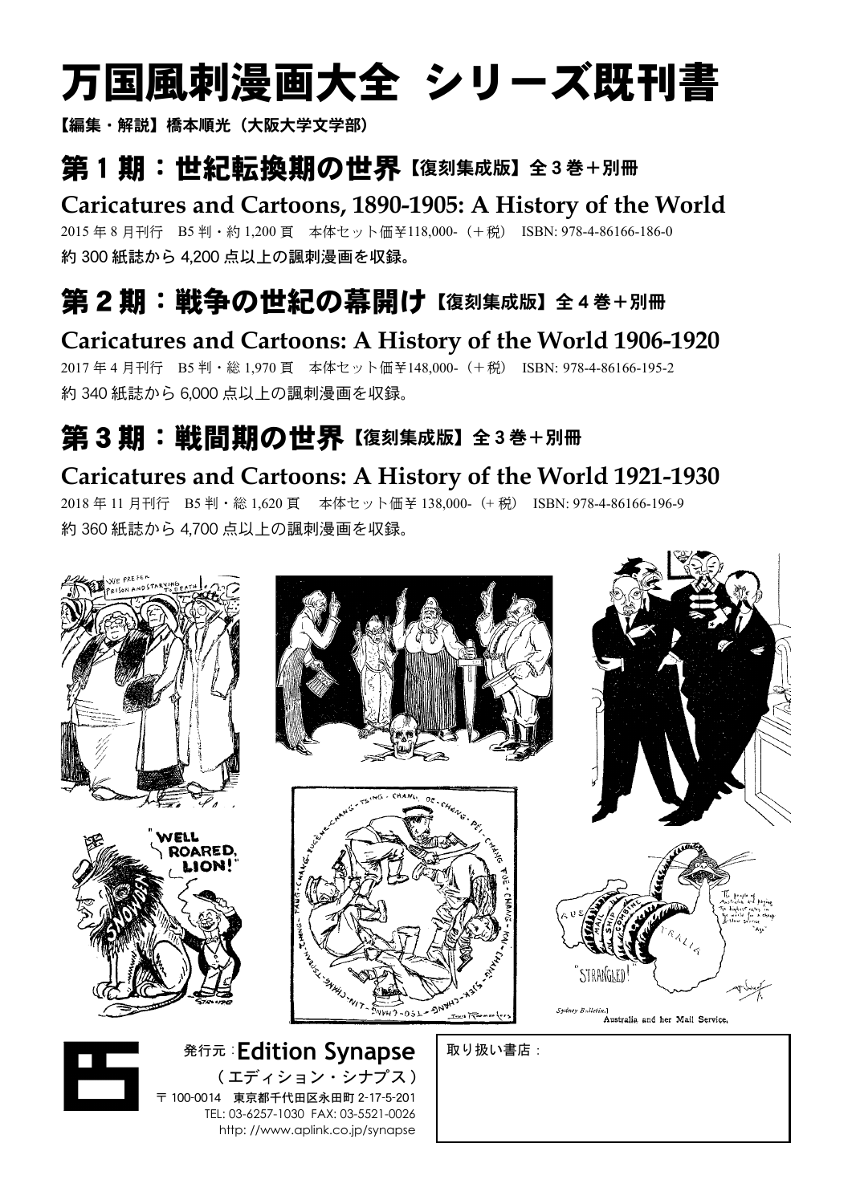# 万国風刺漫画大全 シリーズ既刊書

**【編集・解説】橋本順光（大阪大学文学部）**

## 第 1 期：世紀転換期の世界【復刻集成版】全 3 巻＋別冊

**Caricatures and Cartoons, 1890-1905: A History of the World**

2015 年 8 月刊行　B5 判・約 1,200 頁　本体セット価￥118,000-（＋税）　ISBN: 978-4-86166-186-0

約 300 紙誌から 4,200 点以上の諷刺漫画を収録。

## 第 2 期：戦争の世紀の幕開け【復刻集成版】全 4 巻＋別冊

**Caricatures and Cartoons: A History of the World 1906-1920**

2017 年 4 月刊行　B5 判・総 1,970 頁　本体セット価￥148,000-（＋税）　ISBN: 978-4-86166-195-2

約 340 紙誌から 6,000 点以上の諷刺漫画を収録。

## 第 3 期：戦間期の世界【復刻集成版】全 3 巻＋別冊

**Caricatures and Cartoons: A History of the World 1921-1930**

2018 年 11 月刊行　B5 判・総 1,620 頁　本体セット価￥ 138,000-（+ 税）　ISBN: 978-4-86166-196-9

約 360 紙誌から 4,700 点以上の諷刺漫画を収録。

発行元：**Edition Synapse**
（エディション・シナプス）
〒 100-0014　東京都千代田区永田町 2-17-5-201
TEL: 03-6257-1030　FAX: 03-5521-0026
http: //www.aplink.co.jp/synapse

取り扱い書店：